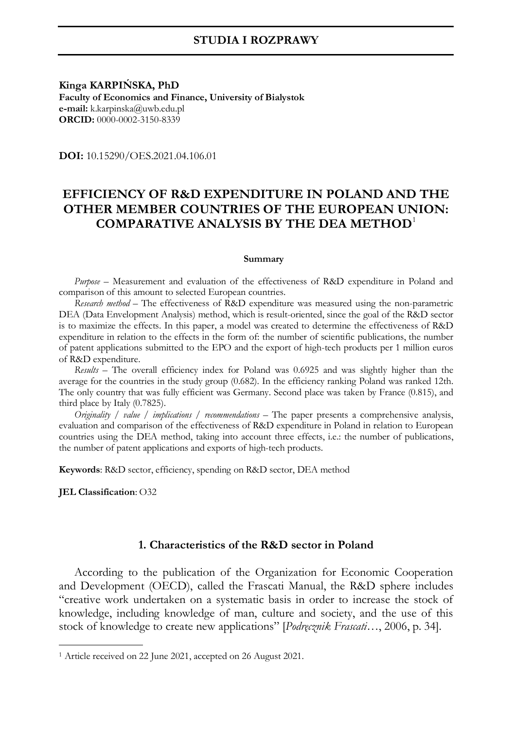STUDIA I ROZPRAWY

**Kinga KARPIŃSKA, PhD**
**Faculty of Economics and Finance, University of Bialystok**
**e-mail:** k.karpinska@uwb.edu.pl
**ORCID:** 0000-0002-3150-8339

**DOI:** 10.15290/OES.2021.04.106.01

# EFFICIENCY OF R&D EXPENDITURE IN POLAND AND THE OTHER MEMBER COUNTRIES OF THE EUROPEAN UNION: COMPARATIVE ANALYSIS BY THE DEA METHOD[1]

**Summary**

*Purpose* – Measurement and evaluation of the effectiveness of R&D expenditure in Poland and comparison of this amount to selected European countries.

*Research method* – The effectiveness of R&D expenditure was measured using the non-parametric DEA (Data Envelopment Analysis) method, which is result-oriented, since the goal of the R&D sector is to maximize the effects. In this paper, a model was created to determine the effectiveness of R&D expenditure in relation to the effects in the form of: the number of scientific publications, the number of patent applications submitted to the EPO and the export of high-tech products per 1 million euros of R&D expenditure.

*Results* – The overall efficiency index for Poland was 0.6925 and was slightly higher than the average for the countries in the study group (0.682). In the efficiency ranking Poland was ranked 12th. The only country that was fully efficient was Germany. Second place was taken by France (0.815), and third place by Italy (0.7825).

*Originality / value / implications / recommendations* – The paper presents a comprehensive analysis, evaluation and comparison of the effectiveness of R&D expenditure in Poland in relation to European countries using the DEA method, taking into account three effects, i.e.: the number of publications, the number of patent applications and exports of high-tech products.

**Keywords**: R&D sector, efficiency, spending on R&D sector, DEA method

**JEL Classification**: O32

## 1. Characteristics of the R&D sector in Poland

According to the publication of the Organization for Economic Cooperation and Development (OECD), called the Frascati Manual, the R&D sphere includes "creative work undertaken on a systematic basis in order to increase the stock of knowledge, including knowledge of man, culture and society, and the use of this stock of knowledge to create new applications" [*Podręcznik Frascati*…, 2006, p. 34].

---

[1] Article received on 22 June 2021, accepted on 26 August 2021.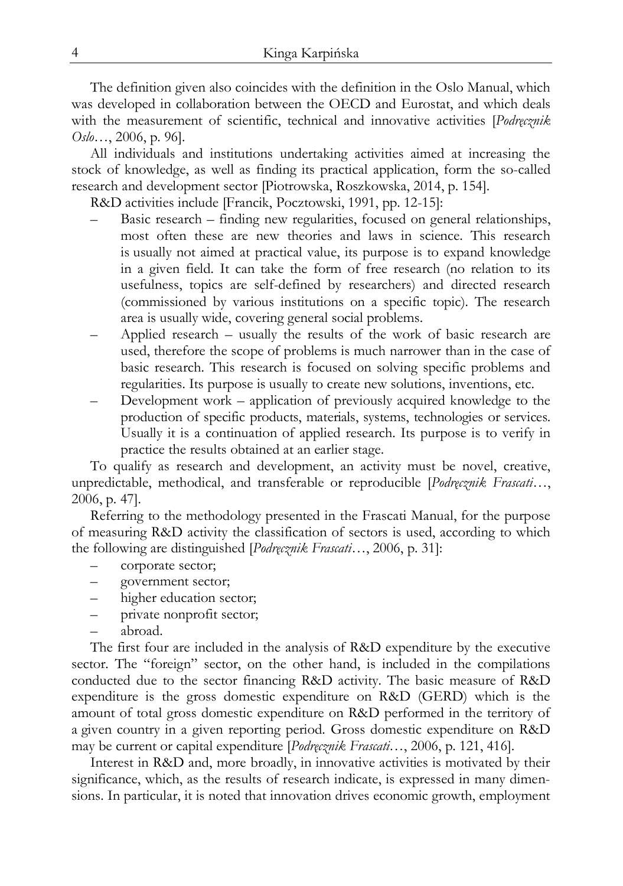The definition given also coincides with the definition in the Oslo Manual, which was developed in collaboration between the OECD and Eurostat, and which deals with the measurement of scientific, technical and innovative activities [*Podręcznik Oslo*…, 2006, p. 96].

All individuals and institutions undertaking activities aimed at increasing the stock of knowledge, as well as finding its practical application, form the so-called research and development sector [Piotrowska, Roszkowska, 2014, p. 154].

R&D activities include [Francik, Pocztowski, 1991, pp. 12-15]:

- Basic research – finding new regularities, focused on general relationships, most often these are new theories and laws in science. This research is usually not aimed at practical value, its purpose is to expand knowledge in a given field. It can take the form of free research (no relation to its usefulness, topics are self-defined by researchers) and directed research (commissioned by various institutions on a specific topic). The research area is usually wide, covering general social problems.
- Applied research – usually the results of the work of basic research are used, therefore the scope of problems is much narrower than in the case of basic research. This research is focused on solving specific problems and regularities. Its purpose is usually to create new solutions, inventions, etc.
- Development work – application of previously acquired knowledge to the production of specific products, materials, systems, technologies or services. Usually it is a continuation of applied research. Its purpose is to verify in practice the results obtained at an earlier stage.

To qualify as research and development, an activity must be novel, creative, unpredictable, methodical, and transferable or reproducible [*Podręcznik Frascati*…, 2006, p. 47].

Referring to the methodology presented in the Frascati Manual, for the purpose of measuring R&D activity the classification of sectors is used, according to which the following are distinguished [*Podręcznik Frascati*…, 2006, p. 31]:

- corporate sector;
- government sector;
- higher education sector;
- private nonprofit sector;
- abroad.

The first four are included in the analysis of R&D expenditure by the executive sector. The "foreign" sector, on the other hand, is included in the compilations conducted due to the sector financing R&D activity. The basic measure of R&D expenditure is the gross domestic expenditure on R&D (GERD) which is the amount of total gross domestic expenditure on R&D performed in the territory of a given country in a given reporting period. Gross domestic expenditure on R&D may be current or capital expenditure [*Podręcznik Frascati*…, 2006, p. 121, 416].

Interest in R&D and, more broadly, in innovative activities is motivated by their significance, which, as the results of research indicate, is expressed in many dimensions. In particular, it is noted that innovation drives economic growth, employment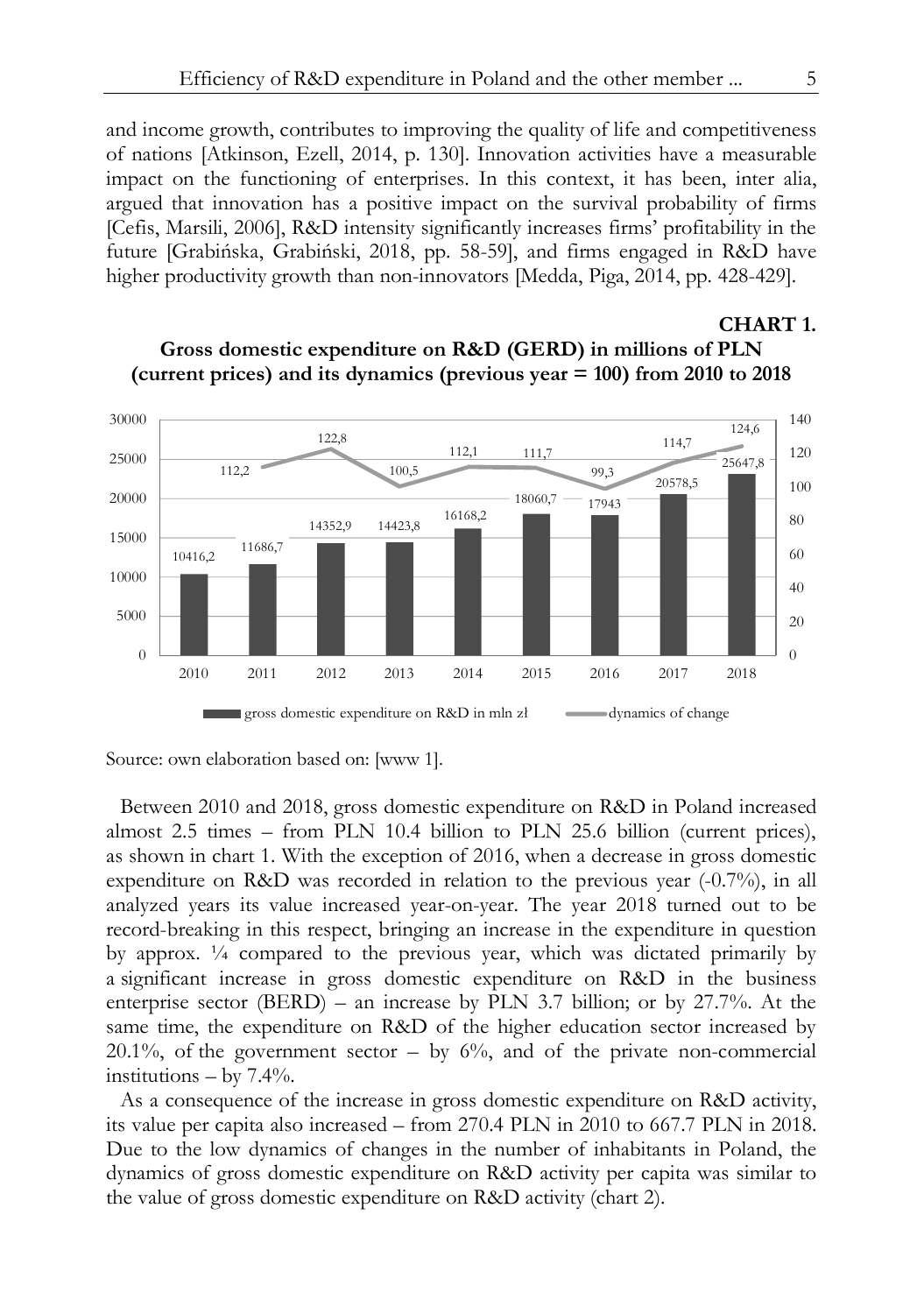and income growth, contributes to improving the quality of life and competitiveness of nations [Atkinson, Ezell, 2014, p. 130]. Innovation activities have a measurable impact on the functioning of enterprises. In this context, it has been, inter alia, argued that innovation has a positive impact on the survival probability of firms [Cefis, Marsili, 2006], R&D intensity significantly increases firms' profitability in the future [Grabińska, Grabiński, 2018, pp. 58-59], and firms engaged in R&D have higher productivity growth than non-innovators [Medda, Piga, 2014, pp. 428-429].

**CHART 1.**

**Gross domestic expenditure on R&D (GERD) in millions of PLN (current prices) and its dynamics (previous year = 100) from 2010 to 2018**

| Year | gross domestic expenditure on R&D in mln zł | dynamics of change |
|---|---|---|
| 2010 | 10416,2 | |
| 2011 | 11686,7 | 112,2 |
| 2012 | 14352,9 | 122,8 |
| 2013 | 14423,8 | 100,5 |
| 2014 | 16168,2 | 112,1 |
| 2015 | 18060,7 | 111,7 |
| 2016 | 17943 | 99,3 |
| 2017 | 20578,5 | 114,7 |
| 2018 | 25647,8 | 124,6 |

Source: own elaboration based on: [www 1].

Between 2010 and 2018, gross domestic expenditure on R&D in Poland increased almost 2.5 times – from PLN 10.4 billion to PLN 25.6 billion (current prices), as shown in chart 1. With the exception of 2016, when a decrease in gross domestic expenditure on R&D was recorded in relation to the previous year (-0.7%), in all analyzed years its value increased year-on-year. The year 2018 turned out to be record-breaking in this respect, bringing an increase in the expenditure in question by approx. ¼ compared to the previous year, which was dictated primarily by a significant increase in gross domestic expenditure on R&D in the business enterprise sector (BERD) – an increase by PLN 3.7 billion; or by 27.7%. At the same time, the expenditure on R&D of the higher education sector increased by 20.1%, of the government sector – by 6%, and of the private non-commercial institutions – by 7.4%.

As a consequence of the increase in gross domestic expenditure on R&D activity, its value per capita also increased – from 270.4 PLN in 2010 to 667.7 PLN in 2018. Due to the low dynamics of changes in the number of inhabitants in Poland, the dynamics of gross domestic expenditure on R&D activity per capita was similar to the value of gross domestic expenditure on R&D activity (chart 2).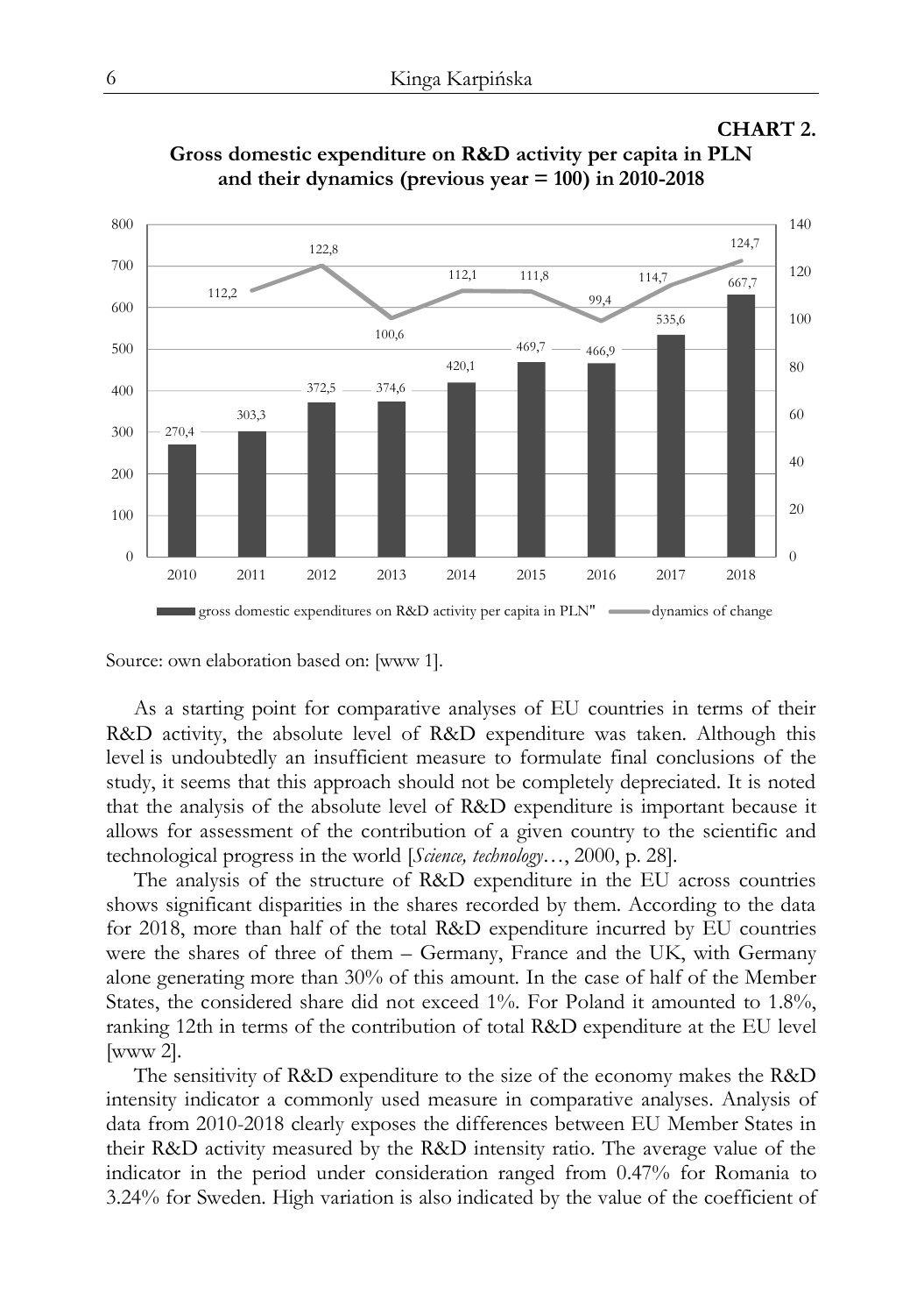**CHART 2.**

**Gross domestic expenditure on R&D activity per capita in PLN and their dynamics (previous year = 100) in 2010-2018**

| Year | Gross domestic expenditures on R&D activity per capita in PLN | Dynamics of change |
|---|---|---|
| 2010 | 270,4 | |
| 2011 | 303,3 | 112,2 |
| 2012 | 372,5 | 122,8 |
| 2013 | 374,6 | 100,6 |
| 2014 | 420,1 | 112,1 |
| 2015 | 469,7 | 111,8 |
| 2016 | 466,9 | 99,4 |
| 2017 | 535,6 | 114,7 |
| 2018 | 667,7 | 124,7 |

Source: own elaboration based on: [www 1].

As a starting point for comparative analyses of EU countries in terms of their R&D activity, the absolute level of R&D expenditure was taken. Although this level is undoubtedly an insufficient measure to formulate final conclusions of the study, it seems that this approach should not be completely depreciated. It is noted that the analysis of the absolute level of R&D expenditure is important because it allows for assessment of the contribution of a given country to the scientific and technological progress in the world [*Science, technology*…, 2000, p. 28].

The analysis of the structure of R&D expenditure in the EU across countries shows significant disparities in the shares recorded by them. According to the data for 2018, more than half of the total R&D expenditure incurred by EU countries were the shares of three of them – Germany, France and the UK, with Germany alone generating more than 30% of this amount. In the case of half of the Member States, the considered share did not exceed 1%. For Poland it amounted to 1.8%, ranking 12th in terms of the contribution of total R&D expenditure at the EU level [www 2].

The sensitivity of R&D expenditure to the size of the economy makes the R&D intensity indicator a commonly used measure in comparative analyses. Analysis of data from 2010-2018 clearly exposes the differences between EU Member States in their R&D activity measured by the R&D intensity ratio. The average value of the indicator in the period under consideration ranged from 0.47% for Romania to 3.24% for Sweden. High variation is also indicated by the value of the coefficient of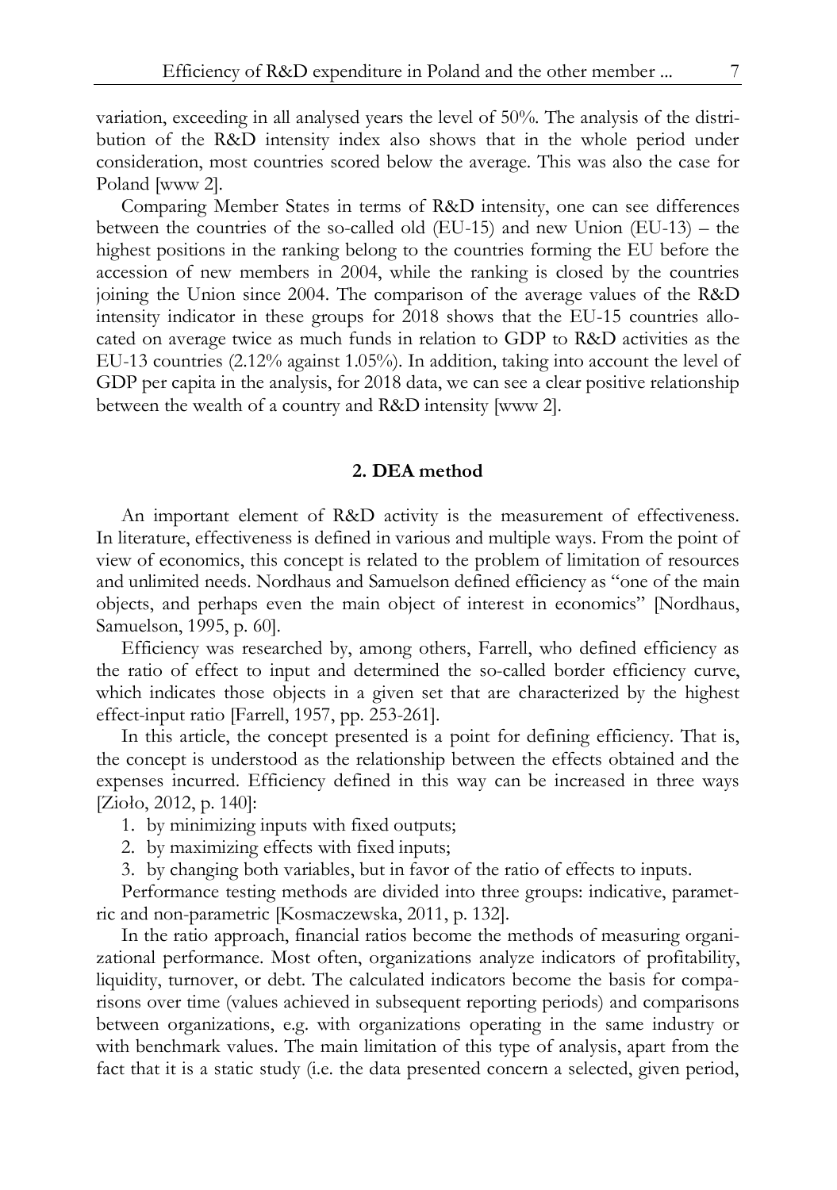variation, exceeding in all analysed years the level of 50%. The analysis of the distribution of the R&D intensity index also shows that in the whole period under consideration, most countries scored below the average. This was also the case for Poland [www 2].

Comparing Member States in terms of R&D intensity, one can see differences between the countries of the so-called old (EU-15) and new Union (EU-13) – the highest positions in the ranking belong to the countries forming the EU before the accession of new members in 2004, while the ranking is closed by the countries joining the Union since 2004. The comparison of the average values of the R&D intensity indicator in these groups for 2018 shows that the EU-15 countries allocated on average twice as much funds in relation to GDP to R&D activities as the EU-13 countries (2.12% against 1.05%). In addition, taking into account the level of GDP per capita in the analysis, for 2018 data, we can see a clear positive relationship between the wealth of a country and R&D intensity [www 2].

## 2. DEA method

An important element of R&D activity is the measurement of effectiveness. In literature, effectiveness is defined in various and multiple ways. From the point of view of economics, this concept is related to the problem of limitation of resources and unlimited needs. Nordhaus and Samuelson defined efficiency as "one of the main objects, and perhaps even the main object of interest in economics" [Nordhaus, Samuelson, 1995, p. 60].

Efficiency was researched by, among others, Farrell, who defined efficiency as the ratio of effect to input and determined the so-called border efficiency curve, which indicates those objects in a given set that are characterized by the highest effect-input ratio [Farrell, 1957, pp. 253-261].

In this article, the concept presented is a point for defining efficiency. That is, the concept is understood as the relationship between the effects obtained and the expenses incurred. Efficiency defined in this way can be increased in three ways [Zioło, 2012, p. 140]:

1. by minimizing inputs with fixed outputs;
2. by maximizing effects with fixed inputs;
3. by changing both variables, but in favor of the ratio of effects to inputs.

Performance testing methods are divided into three groups: indicative, parametric and non-parametric [Kosmaczewska, 2011, p. 132].

In the ratio approach, financial ratios become the methods of measuring organizational performance. Most often, organizations analyze indicators of profitability, liquidity, turnover, or debt. The calculated indicators become the basis for comparisons over time (values achieved in subsequent reporting periods) and comparisons between organizations, e.g. with organizations operating in the same industry or with benchmark values. The main limitation of this type of analysis, apart from the fact that it is a static study (i.e. the data presented concern a selected, given period,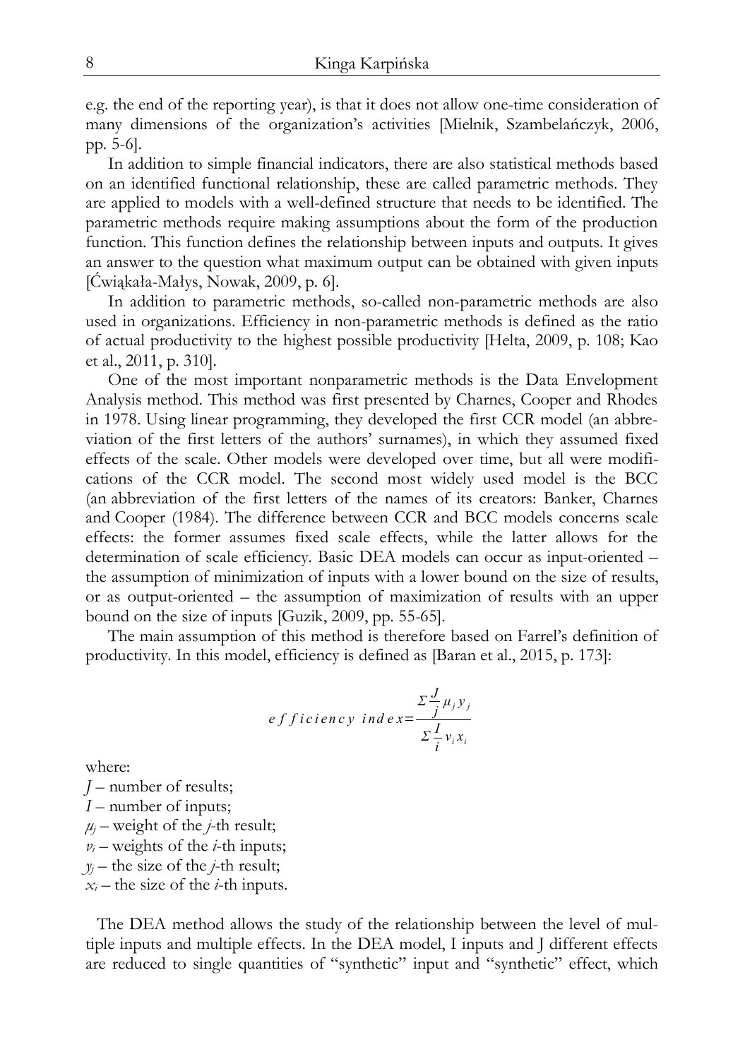e.g. the end of the reporting year), is that it does not allow one-time consideration of many dimensions of the organization's activities [Mielnik, Szambelańczyk, 2006, pp. 5-6].

In addition to simple financial indicators, there are also statistical methods based on an identified functional relationship, these are called parametric methods. They are applied to models with a well-defined structure that needs to be identified. The parametric methods require making assumptions about the form of the production function. This function defines the relationship between inputs and outputs. It gives an answer to the question what maximum output can be obtained with given inputs [Ćwiąkała-Małys, Nowak, 2009, p. 6].

In addition to parametric methods, so-called non-parametric methods are also used in organizations. Efficiency in non-parametric methods is defined as the ratio of actual productivity to the highest possible productivity [Helta, 2009, p. 108; Kao et al., 2011, p. 310].

One of the most important nonparametric methods is the Data Envelopment Analysis method. This method was first presented by Charnes, Cooper and Rhodes in 1978. Using linear programming, they developed the first CCR model (an abbreviation of the first letters of the authors' surnames), in which they assumed fixed effects of the scale. Other models were developed over time, but all were modifications of the CCR model. The second most widely used model is the BCC (an abbreviation of the first letters of the names of its creators: Banker, Charnes and Cooper (1984). The difference between CCR and BCC models concerns scale effects: the former assumes fixed scale effects, while the latter allows for the determination of scale efficiency. Basic DEA models can occur as input-oriented – the assumption of minimization of inputs with a lower bound on the size of results, or as output-oriented – the assumption of maximization of results with an upper bound on the size of inputs [Guzik, 2009, pp. 55-65].

The main assumption of this method is therefore based on Farrel's definition of productivity. In this model, efficiency is defined as [Baran et al., 2015, p. 173]:

$$efficiency\ index = \frac{\Sigma \frac{J}{j} \mu_j y_j}{\Sigma \frac{I}{i} v_i x_i}$$

where:

$J$ – number of results;  
$I$ – number of inputs;  
$\mu_j$ – weight of the $j$-th result;  
$v_i$ – weights of the $i$-th inputs;  
$y_j$ – the size of the $j$-th result;  
$x_i$ – the size of the $i$-th inputs.

The DEA method allows the study of the relationship between the level of multiple inputs and multiple effects. In the DEA model, I inputs and J different effects are reduced to single quantities of "synthetic" input and "synthetic" effect, which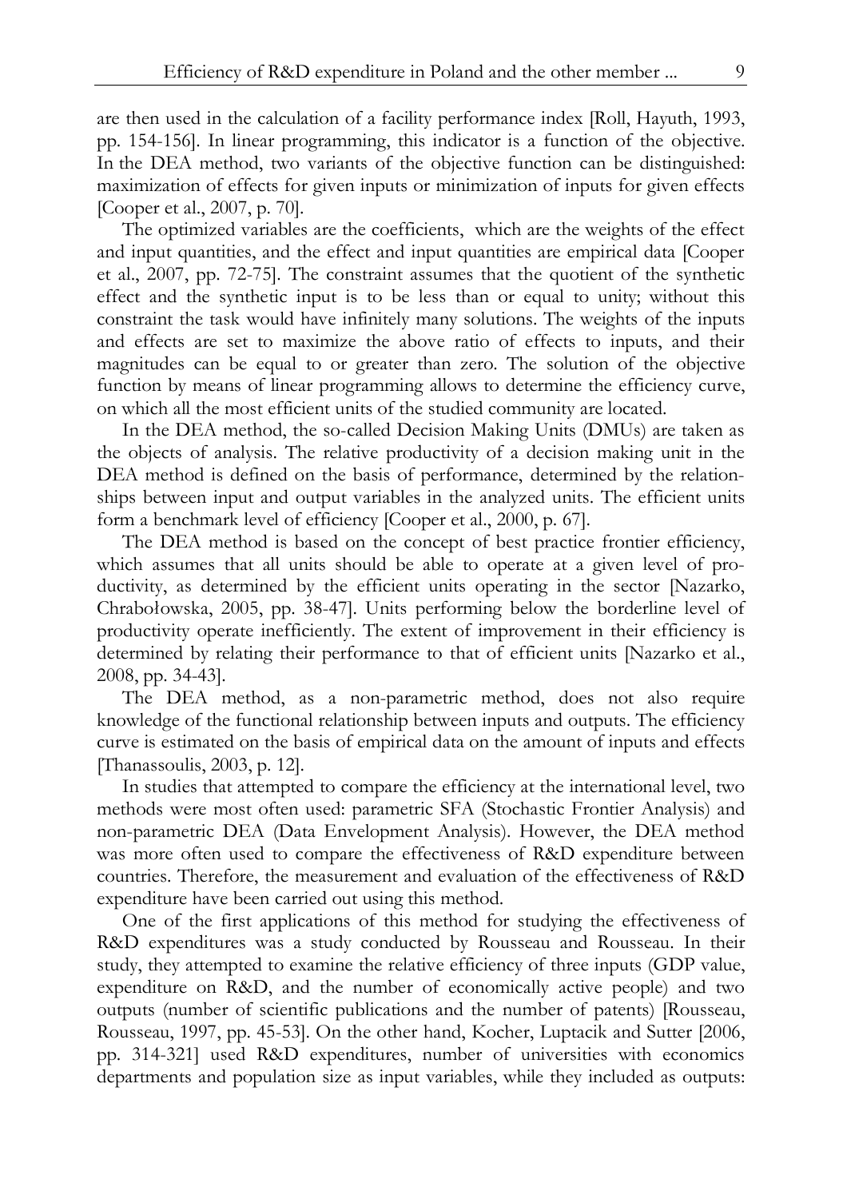are then used in the calculation of a facility performance index [Roll, Hayuth, 1993, pp. 154-156]. In linear programming, this indicator is a function of the objective. In the DEA method, two variants of the objective function can be distinguished: maximization of effects for given inputs or minimization of inputs for given effects [Cooper et al., 2007, p. 70].

The optimized variables are the coefficients, which are the weights of the effect and input quantities, and the effect and input quantities are empirical data [Cooper et al., 2007, pp. 72-75]. The constraint assumes that the quotient of the synthetic effect and the synthetic input is to be less than or equal to unity; without this constraint the task would have infinitely many solutions. The weights of the inputs and effects are set to maximize the above ratio of effects to inputs, and their magnitudes can be equal to or greater than zero. The solution of the objective function by means of linear programming allows to determine the efficiency curve, on which all the most efficient units of the studied community are located.

In the DEA method, the so-called Decision Making Units (DMUs) are taken as the objects of analysis. The relative productivity of a decision making unit in the DEA method is defined on the basis of performance, determined by the relationships between input and output variables in the analyzed units. The efficient units form a benchmark level of efficiency [Cooper et al., 2000, p. 67].

The DEA method is based on the concept of best practice frontier efficiency, which assumes that all units should be able to operate at a given level of productivity, as determined by the efficient units operating in the sector [Nazarko, Chrabołowska, 2005, pp. 38-47]. Units performing below the borderline level of productivity operate inefficiently. The extent of improvement in their efficiency is determined by relating their performance to that of efficient units [Nazarko et al., 2008, pp. 34-43].

The DEA method, as a non-parametric method, does not also require knowledge of the functional relationship between inputs and outputs. The efficiency curve is estimated on the basis of empirical data on the amount of inputs and effects [Thanassoulis, 2003, p. 12].

In studies that attempted to compare the efficiency at the international level, two methods were most often used: parametric SFA (Stochastic Frontier Analysis) and non-parametric DEA (Data Envelopment Analysis). However, the DEA method was more often used to compare the effectiveness of R&D expenditure between countries. Therefore, the measurement and evaluation of the effectiveness of R&D expenditure have been carried out using this method.

One of the first applications of this method for studying the effectiveness of R&D expenditures was a study conducted by Rousseau and Rousseau. In their study, they attempted to examine the relative efficiency of three inputs (GDP value, expenditure on R&D, and the number of economically active people) and two outputs (number of scientific publications and the number of patents) [Rousseau, Rousseau, 1997, pp. 45-53]. On the other hand, Kocher, Luptacik and Sutter [2006, pp. 314-321] used R&D expenditures, number of universities with economics departments and population size as input variables, while they included as outputs: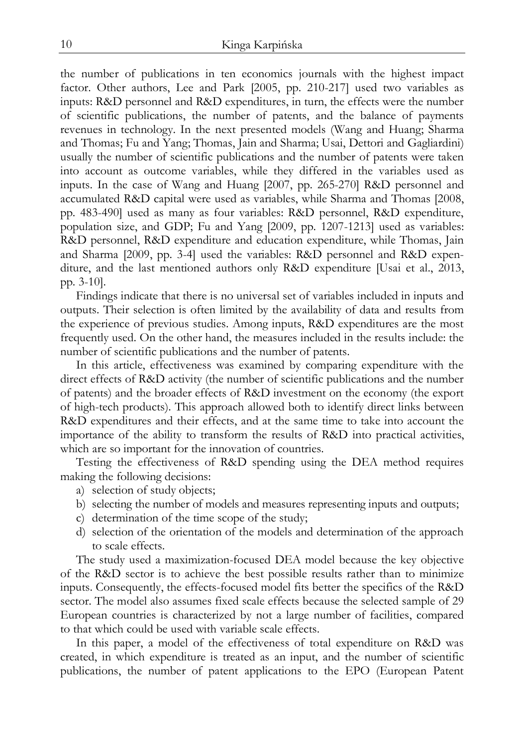the number of publications in ten economics journals with the highest impact factor. Other authors, Lee and Park [2005, pp. 210-217] used two variables as inputs: R&D personnel and R&D expenditures, in turn, the effects were the number of scientific publications, the number of patents, and the balance of payments revenues in technology. In the next presented models (Wang and Huang; Sharma and Thomas; Fu and Yang; Thomas, Jain and Sharma; Usai, Dettori and Gagliardini) usually the number of scientific publications and the number of patents were taken into account as outcome variables, while they differed in the variables used as inputs. In the case of Wang and Huang [2007, pp. 265-270] R&D personnel and accumulated R&D capital were used as variables, while Sharma and Thomas [2008, pp. 483-490] used as many as four variables: R&D personnel, R&D expenditure, population size, and GDP; Fu and Yang [2009, pp. 1207-1213] used as variables: R&D personnel, R&D expenditure and education expenditure, while Thomas, Jain and Sharma [2009, pp. 3-4] used the variables: R&D personnel and R&D expenditure, and the last mentioned authors only R&D expenditure [Usai et al., 2013, pp. 3-10].

Findings indicate that there is no universal set of variables included in inputs and outputs. Their selection is often limited by the availability of data and results from the experience of previous studies. Among inputs, R&D expenditures are the most frequently used. On the other hand, the measures included in the results include: the number of scientific publications and the number of patents.

In this article, effectiveness was examined by comparing expenditure with the direct effects of R&D activity (the number of scientific publications and the number of patents) and the broader effects of R&D investment on the economy (the export of high-tech products). This approach allowed both to identify direct links between R&D expenditures and their effects, and at the same time to take into account the importance of the ability to transform the results of R&D into practical activities, which are so important for the innovation of countries.

Testing the effectiveness of R&D spending using the DEA method requires making the following decisions:

a) selection of study objects;
b) selecting the number of models and measures representing inputs and outputs;
c) determination of the time scope of the study;
d) selection of the orientation of the models and determination of the approach to scale effects.

The study used a maximization-focused DEA model because the key objective of the R&D sector is to achieve the best possible results rather than to minimize inputs. Consequently, the effects-focused model fits better the specifics of the R&D sector. The model also assumes fixed scale effects because the selected sample of 29 European countries is characterized by not a large number of facilities, compared to that which could be used with variable scale effects.

In this paper, a model of the effectiveness of total expenditure on R&D was created, in which expenditure is treated as an input, and the number of scientific publications, the number of patent applications to the EPO (European Patent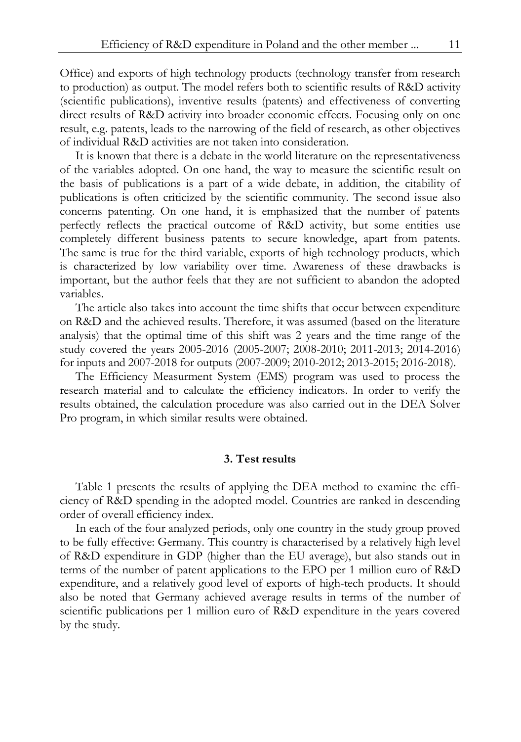Office) and exports of high technology products (technology transfer from research to production) as output. The model refers both to scientific results of R&D activity (scientific publications), inventive results (patents) and effectiveness of converting direct results of R&D activity into broader economic effects. Focusing only on one result, e.g. patents, leads to the narrowing of the field of research, as other objectives of individual R&D activities are not taken into consideration.

It is known that there is a debate in the world literature on the representativeness of the variables adopted. On one hand, the way to measure the scientific result on the basis of publications is a part of a wide debate, in addition, the citability of publications is often criticized by the scientific community. The second issue also concerns patenting. On one hand, it is emphasized that the number of patents perfectly reflects the practical outcome of R&D activity, but some entities use completely different business patents to secure knowledge, apart from patents. The same is true for the third variable, exports of high technology products, which is characterized by low variability over time. Awareness of these drawbacks is important, but the author feels that they are not sufficient to abandon the adopted variables.

The article also takes into account the time shifts that occur between expenditure on R&D and the achieved results. Therefore, it was assumed (based on the literature analysis) that the optimal time of this shift was 2 years and the time range of the study covered the years 2005-2016 (2005-2007; 2008-2010; 2011-2013; 2014-2016) for inputs and 2007-2018 for outputs (2007-2009; 2010-2012; 2013-2015; 2016-2018).

The Efficiency Measurment System (EMS) program was used to process the research material and to calculate the efficiency indicators. In order to verify the results obtained, the calculation procedure was also carried out in the DEA Solver Pro program, in which similar results were obtained.

### 3. Test results

Table 1 presents the results of applying the DEA method to examine the efficiency of R&D spending in the adopted model. Countries are ranked in descending order of overall efficiency index.

In each of the four analyzed periods, only one country in the study group proved to be fully effective: Germany. This country is characterised by a relatively high level of R&D expenditure in GDP (higher than the EU average), but also stands out in terms of the number of patent applications to the EPO per 1 million euro of R&D expenditure, and a relatively good level of exports of high-tech products. It should also be noted that Germany achieved average results in terms of the number of scientific publications per 1 million euro of R&D expenditure in the years covered by the study.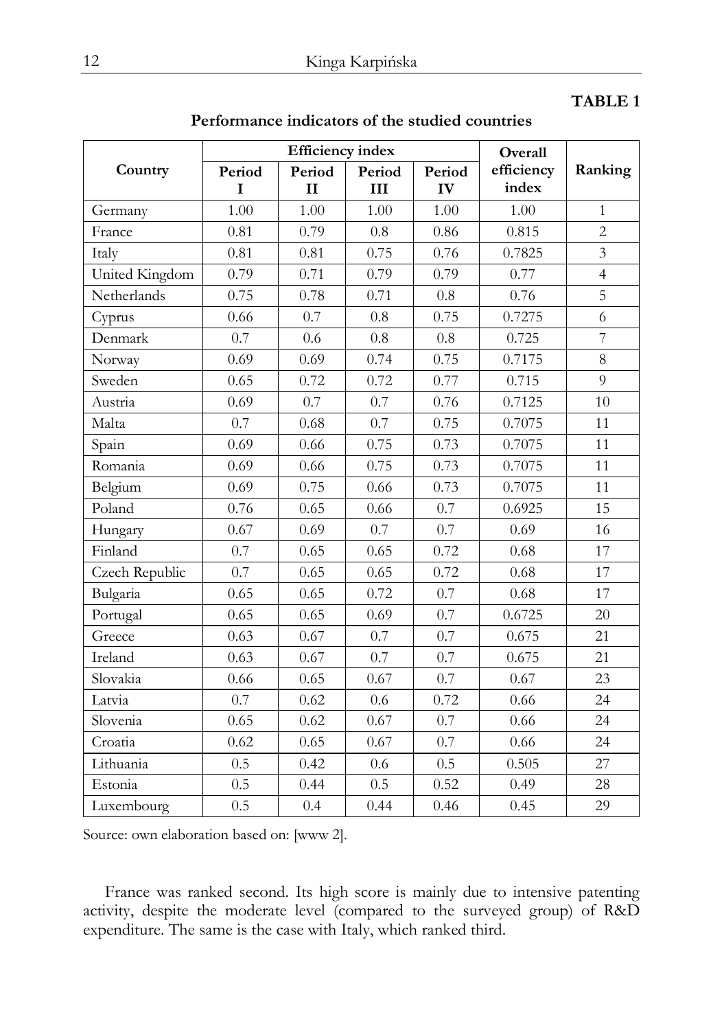**TABLE 1**

**Performance indicators of the studied countries**

| Country | Efficiency index | | | | Overall efficiency index | Ranking |
|---|---|---|---|---|---|---|
| | Period I | Period II | Period III | Period IV | | |
| Germany | 1.00 | 1.00 | 1.00 | 1.00 | 1.00 | 1 |
| France | 0.81 | 0.79 | 0.8 | 0.86 | 0.815 | 2 |
| Italy | 0.81 | 0.81 | 0.75 | 0.76 | 0.7825 | 3 |
| United Kingdom | 0.79 | 0.71 | 0.79 | 0.79 | 0.77 | 4 |
| Netherlands | 0.75 | 0.78 | 0.71 | 0.8 | 0.76 | 5 |
| Cyprus | 0.66 | 0.7 | 0.8 | 0.75 | 0.7275 | 6 |
| Denmark | 0.7 | 0.6 | 0.8 | 0.8 | 0.725 | 7 |
| Norway | 0.69 | 0.69 | 0.74 | 0.75 | 0.7175 | 8 |
| Sweden | 0.65 | 0.72 | 0.72 | 0.77 | 0.715 | 9 |
| Austria | 0.69 | 0.7 | 0.7 | 0.76 | 0.7125 | 10 |
| Malta | 0.7 | 0.68 | 0.7 | 0.75 | 0.7075 | 11 |
| Spain | 0.69 | 0.66 | 0.75 | 0.73 | 0.7075 | 11 |
| Romania | 0.69 | 0.66 | 0.75 | 0.73 | 0.7075 | 11 |
| Belgium | 0.69 | 0.75 | 0.66 | 0.73 | 0.7075 | 11 |
| Poland | 0.76 | 0.65 | 0.66 | 0.7 | 0.6925 | 15 |
| Hungary | 0.67 | 0.69 | 0.7 | 0.7 | 0.69 | 16 |
| Finland | 0.7 | 0.65 | 0.65 | 0.72 | 0.68 | 17 |
| Czech Republic | 0.7 | 0.65 | 0.65 | 0.72 | 0.68 | 17 |
| Bulgaria | 0.65 | 0.65 | 0.72 | 0.7 | 0.68 | 17 |
| Portugal | 0.65 | 0.65 | 0.69 | 0.7 | 0.6725 | 20 |
| Greece | 0.63 | 0.67 | 0.7 | 0.7 | 0.675 | 21 |
| Ireland | 0.63 | 0.67 | 0.7 | 0.7 | 0.675 | 21 |
| Slovakia | 0.66 | 0.65 | 0.67 | 0.7 | 0.67 | 23 |
| Latvia | 0.7 | 0.62 | 0.6 | 0.72 | 0.66 | 24 |
| Slovenia | 0.65 | 0.62 | 0.67 | 0.7 | 0.66 | 24 |
| Croatia | 0.62 | 0.65 | 0.67 | 0.7 | 0.66 | 24 |
| Lithuania | 0.5 | 0.42 | 0.6 | 0.5 | 0.505 | 27 |
| Estonia | 0.5 | 0.44 | 0.5 | 0.52 | 0.49 | 28 |
| Luxembourg | 0.5 | 0.4 | 0.44 | 0.46 | 0.45 | 29 |

Source: own elaboration based on: [www 2].

France was ranked second. Its high score is mainly due to intensive patenting activity, despite the moderate level (compared to the surveyed group) of R&D expenditure. The same is the case with Italy, which ranked third.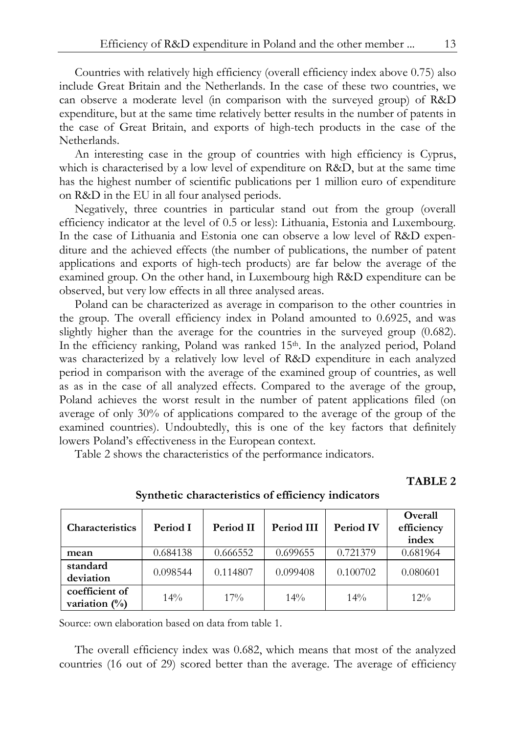Countries with relatively high efficiency (overall efficiency index above 0.75) also include Great Britain and the Netherlands. In the case of these two countries, we can observe a moderate level (in comparison with the surveyed group) of R&D expenditure, but at the same time relatively better results in the number of patents in the case of Great Britain, and exports of high-tech products in the case of the Netherlands.

An interesting case in the group of countries with high efficiency is Cyprus, which is characterised by a low level of expenditure on R&D, but at the same time has the highest number of scientific publications per 1 million euro of expenditure on R&D in the EU in all four analysed periods.

Negatively, three countries in particular stand out from the group (overall efficiency indicator at the level of 0.5 or less): Lithuania, Estonia and Luxembourg. In the case of Lithuania and Estonia one can observe a low level of R&D expenditure and the achieved effects (the number of publications, the number of patent applications and exports of high-tech products) are far below the average of the examined group. On the other hand, in Luxembourg high R&D expenditure can be observed, but very low effects in all three analysed areas.

Poland can be characterized as average in comparison to the other countries in the group. The overall efficiency index in Poland amounted to 0.6925, and was slightly higher than the average for the countries in the surveyed group (0.682). In the efficiency ranking, Poland was ranked 15th. In the analyzed period, Poland was characterized by a relatively low level of R&D expenditure in each analyzed period in comparison with the average of the examined group of countries, as well as as in the case of all analyzed effects. Compared to the average of the group, Poland achieves the worst result in the number of patent applications filed (on average of only 30% of applications compared to the average of the group of the examined countries). Undoubtedly, this is one of the key factors that definitely lowers Poland's effectiveness in the European context.

Table 2 shows the characteristics of the performance indicators.

**TABLE 2**

**Synthetic characteristics of efficiency indicators**

| Characteristics | Period I | Period II | Period III | Period IV | Overall efficiency index |
|---|---|---|---|---|---|
| **mean** | 0.684138 | 0.666552 | 0.699655 | 0.721379 | 0.681964 |
| **standard deviation** | 0.098544 | 0.114807 | 0.099408 | 0.100702 | 0.080601 |
| **coefficient of variation (%)** | 14% | 17% | 14% | 14% | 12% |

Source: own elaboration based on data from table 1.

The overall efficiency index was 0.682, which means that most of the analyzed countries (16 out of 29) scored better than the average. The average of efficiency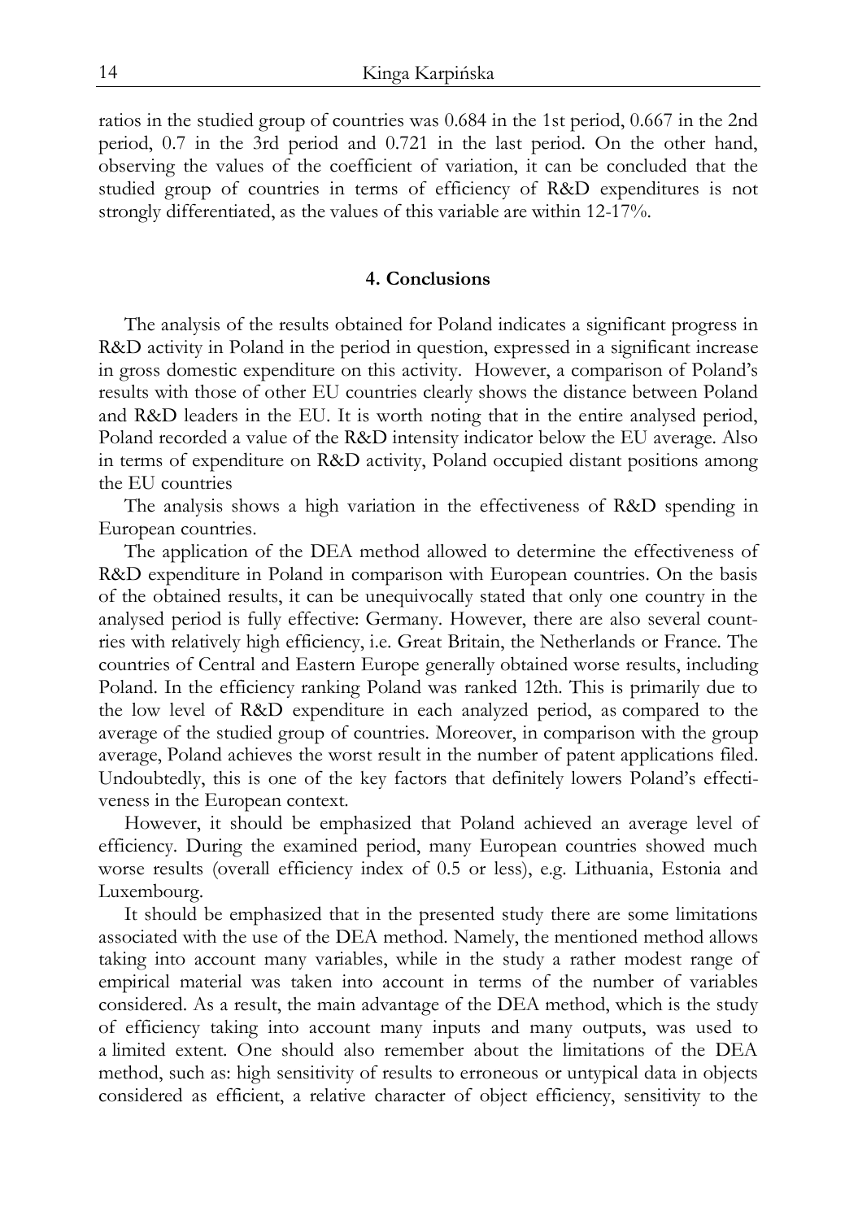ratios in the studied group of countries was 0.684 in the 1st period, 0.667 in the 2nd period, 0.7 in the 3rd period and 0.721 in the last period. On the other hand, observing the values of the coefficient of variation, it can be concluded that the studied group of countries in terms of efficiency of R&D expenditures is not strongly differentiated, as the values of this variable are within 12-17%.

## 4. Conclusions

The analysis of the results obtained for Poland indicates a significant progress in R&D activity in Poland in the period in question, expressed in a significant increase in gross domestic expenditure on this activity. However, a comparison of Poland's results with those of other EU countries clearly shows the distance between Poland and R&D leaders in the EU. It is worth noting that in the entire analysed period, Poland recorded a value of the R&D intensity indicator below the EU average. Also in terms of expenditure on R&D activity, Poland occupied distant positions among the EU countries

The analysis shows a high variation in the effectiveness of R&D spending in European countries.

The application of the DEA method allowed to determine the effectiveness of R&D expenditure in Poland in comparison with European countries. On the basis of the obtained results, it can be unequivocally stated that only one country in the analysed period is fully effective: Germany. However, there are also several countries with relatively high efficiency, i.e. Great Britain, the Netherlands or France. The countries of Central and Eastern Europe generally obtained worse results, including Poland. In the efficiency ranking Poland was ranked 12th. This is primarily due to the low level of R&D expenditure in each analyzed period, as compared to the average of the studied group of countries. Moreover, in comparison with the group average, Poland achieves the worst result in the number of patent applications filed. Undoubtedly, this is one of the key factors that definitely lowers Poland's effectiveness in the European context.

However, it should be emphasized that Poland achieved an average level of efficiency. During the examined period, many European countries showed much worse results (overall efficiency index of 0.5 or less), e.g. Lithuania, Estonia and Luxembourg.

It should be emphasized that in the presented study there are some limitations associated with the use of the DEA method. Namely, the mentioned method allows taking into account many variables, while in the study a rather modest range of empirical material was taken into account in terms of the number of variables considered. As a result, the main advantage of the DEA method, which is the study of efficiency taking into account many inputs and many outputs, was used to a limited extent. One should also remember about the limitations of the DEA method, such as: high sensitivity of results to erroneous or untypical data in objects considered as efficient, a relative character of object efficiency, sensitivity to the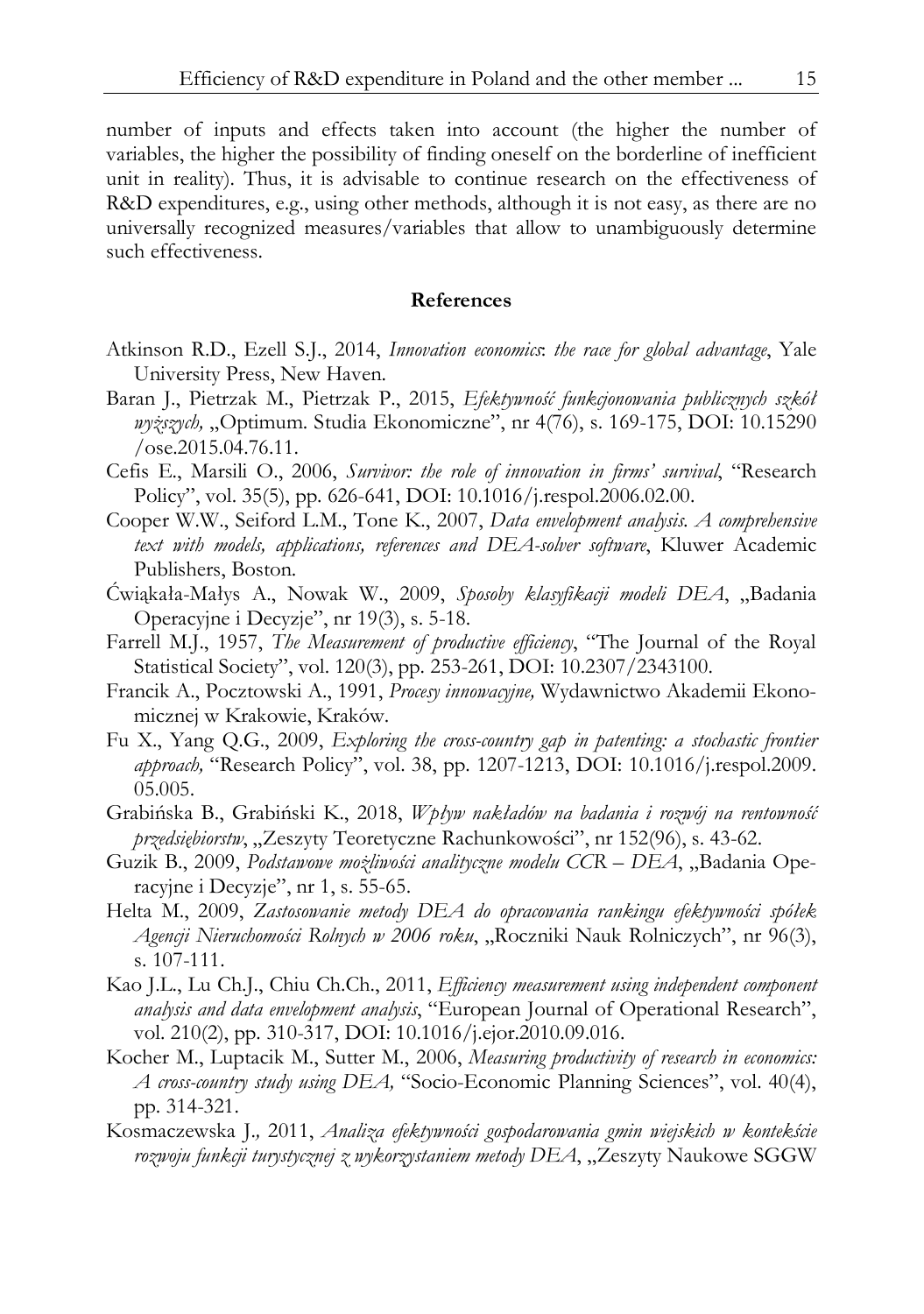number of inputs and effects taken into account (the higher the number of variables, the higher the possibility of finding oneself on the borderline of inefficient unit in reality). Thus, it is advisable to continue research on the effectiveness of R&D expenditures, e.g., using other methods, although it is not easy, as there are no universally recognized measures/variables that allow to unambiguously determine such effectiveness.

## References

Atkinson R.D., Ezell S.J., 2014, *Innovation economics: the race for global advantage*, Yale University Press, New Haven.

Baran J., Pietrzak M., Pietrzak P., 2015, *Efektywność funkcjonowania publicznych szkół wyższych,* „Optimum. Studia Ekonomiczne", nr 4(76), s. 169-175, DOI: 10.15290/ose.2015.04.76.11.

Cefis E., Marsili O., 2006, *Survivor: the role of innovation in firms' survival*, "Research Policy", vol. 35(5), pp. 626-641, DOI: 10.1016/j.respol.2006.02.00.

Cooper W.W., Seiford L.M., Tone K., 2007, *Data envelopment analysis. A comprehensive text with models, applications, references and DEA-solver software*, Kluwer Academic Publishers, Boston.

Ćwiąkała-Małys A., Nowak W., 2009, *Sposoby klasyfikacji modeli DEA*, „Badania Operacyjne i Decyzje", nr 19(3), s. 5-18.

Farrell M.J., 1957, *The Measurement of productive efficiency*, "The Journal of the Royal Statistical Society", vol. 120(3), pp. 253-261, DOI: 10.2307/2343100.

Francik A., Pocztowski A., 1991, *Procesy innowacyjne,* Wydawnictwo Akademii Ekonomicznej w Krakowie, Kraków.

Fu X., Yang Q.G., 2009, *Exploring the cross-country gap in patenting: a stochastic frontier approach,* "Research Policy", vol. 38, pp. 1207-1213, DOI: 10.1016/j.respol.2009.05.005.

Grabińska B., Grabiński K., 2018, *Wpływ nakładów na badania i rozwój na rentowność przedsiębiorstw*, „Zeszyty Teoretyczne Rachunkowości", nr 152(96), s. 43-62.

Guzik B., 2009, *Podstawowe możliwości analityczne modelu CCR – DEA*, „Badania Operacyjne i Decyzje", nr 1, s. 55-65.

Helta M., 2009, *Zastosowanie metody DEA do opracowania rankingu efektywności spółek Agencji Nieruchomości Rolnych w 2006 roku*, „Roczniki Nauk Rolniczych", nr 96(3), s. 107-111.

Kao J.L., Lu Ch.J., Chiu Ch.Ch., 2011, *Efficiency measurement using independent component analysis and data envelopment analysis*, "European Journal of Operational Research", vol. 210(2), pp. 310-317, DOI: 10.1016/j.ejor.2010.09.016.

Kocher M., Luptacik M., Sutter M., 2006, *Measuring productivity of research in economics: A cross-country study using DEA,* "Socio-Economic Planning Sciences", vol. 40(4), pp. 314-321.

Kosmaczewska J., 2011, *Analiza efektywności gospodarowania gmin wiejskich w kontekście rozwoju funkcji turystycznej z wykorzystaniem metody DEA*, „Zeszyty Naukowe SGGW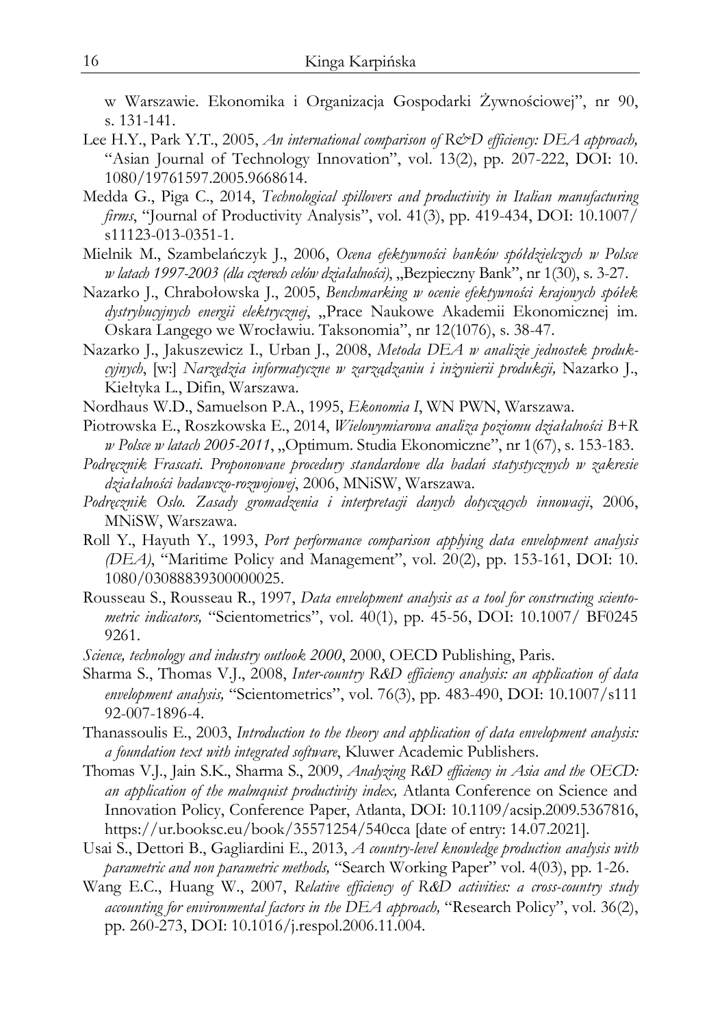w Warszawie. Ekonomika i Organizacja Gospodarki Żywnościowej", nr 90, s. 131-141.

Lee H.Y., Park Y.T., 2005, *An international comparison of R&D efficiency: DEA approach,* "Asian Journal of Technology Innovation", vol. 13(2), pp. 207-222, DOI: 10.1080/19761597.2005.9668614.

Medda G., Piga C., 2014, *Technological spillovers and productivity in Italian manufacturing firms*, "Journal of Productivity Analysis", vol. 41(3), pp. 419-434, DOI: 10.1007/s11123-013-0351-1.

Mielnik M., Szambelańczyk J., 2006, *Ocena efektywności banków spółdzielczych w Polsce w latach 1997-2003 (dla czterech celów działalności)*, „Bezpieczny Bank", nr 1(30), s. 3-27.

Nazarko J., Chrabołowska J., 2005, *Benchmarking w ocenie efektywności krajowych spółek dystrybucyjnych energii elektrycznej*, „Prace Naukowe Akademii Ekonomicznej im. Oskara Langego we Wrocławiu. Taksonomia", nr 12(1076), s. 38-47.

Nazarko J., Jakuszewicz I., Urban J., 2008, *Metoda DEA w analizie jednostek produkcyjnych*, [w:] *Narzędzia informatyczne w zarządzaniu i inżynierii produkcji,* Nazarko J., Kiełtyka L., Difin, Warszawa.

Nordhaus W.D., Samuelson P.A., 1995, *Ekonomia I*, WN PWN, Warszawa.

Piotrowska E., Roszkowska E., 2014, *Wielowymiarowa analiza poziomu działalności B+R w Polsce w latach 2005-2011*, „Optimum. Studia Ekonomiczne", nr 1(67), s. 153-183.

*Podręcznik Frascati. Proponowane procedury standardowe dla badań statystycznych w zakresie działalności badawczo-rozwojowej*, 2006, MNiSW, Warszawa.

*Podręcznik Oslo. Zasady gromadzenia i interpretacji danych dotyczących innowacji*, 2006, MNiSW, Warszawa.

Roll Y., Hayuth Y., 1993, *Port performance comparison applying data envelopment analysis (DEA)*, "Maritime Policy and Management", vol. 20(2), pp. 153-161, DOI: 10.1080/03088839300000025.

Rousseau S., Rousseau R., 1997, *Data envelopment analysis as a tool for constructing scientometric indicators,* "Scientometrics", vol. 40(1), pp. 45-56, DOI: 10.1007/ BF02459261.

*Science, technology and industry outlook 2000*, 2000, OECD Publishing, Paris.

Sharma S., Thomas V.J., 2008, *Inter-country R&D efficiency analysis: an application of data envelopment analysis,* "Scientometrics", vol. 76(3), pp. 483-490, DOI: 10.1007/s11192-007-1896-4.

Thanassoulis E., 2003, *Introduction to the theory and application of data envelopment analysis: a foundation text with integrated software*, Kluwer Academic Publishers.

Thomas V.J., Jain S.K., Sharma S., 2009, *Analyzing R&D efficiency in Asia and the OECD: an application of the malmquist productivity index,* Atlanta Conference on Science and Innovation Policy, Conference Paper, Atlanta, DOI: 10.1109/acsip.2009.5367816, https://ur.booksc.eu/book/35571254/540cca [date of entry: 14.07.2021].

Usai S., Dettori B., Gagliardini E., 2013, *A country-level knowledge production analysis with parametric and non parametric methods,* "Search Working Paper" vol. 4(03), pp. 1-26.

Wang E.C., Huang W., 2007, *Relative efficiency of R&D activities: a cross-country study accounting for environmental factors in the DEA approach,* "Research Policy", vol. 36(2), pp. 260-273, DOI: 10.1016/j.respol.2006.11.004.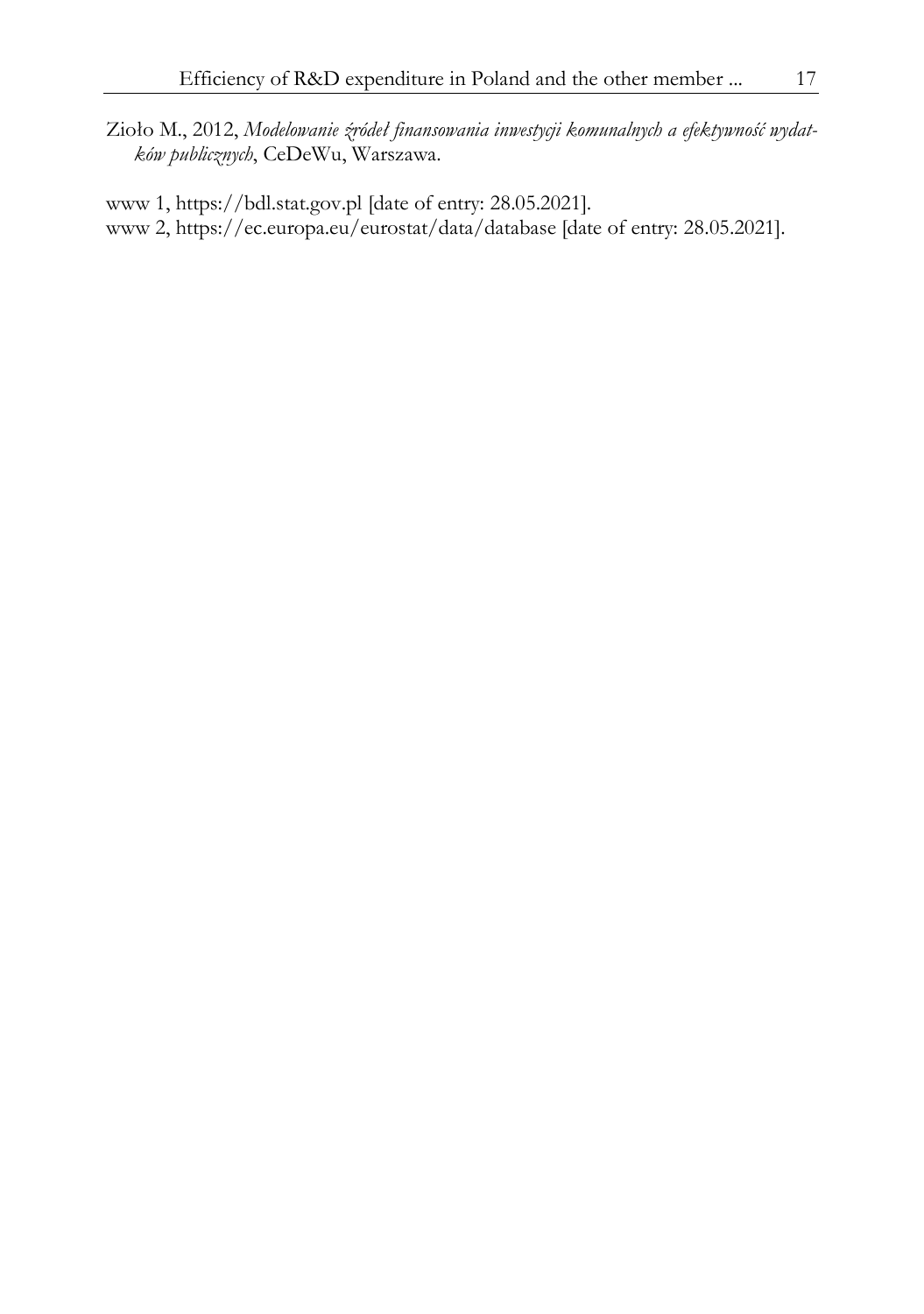Zioło M., 2012, *Modelowanie źródeł finansowania inwestycji komunalnych a efektywność wydatków publicznych*, CeDeWu, Warszawa.

www 1, https://bdl.stat.gov.pl [date of entry: 28.05.2021].
www 2, https://ec.europa.eu/eurostat/data/database [date of entry: 28.05.2021].